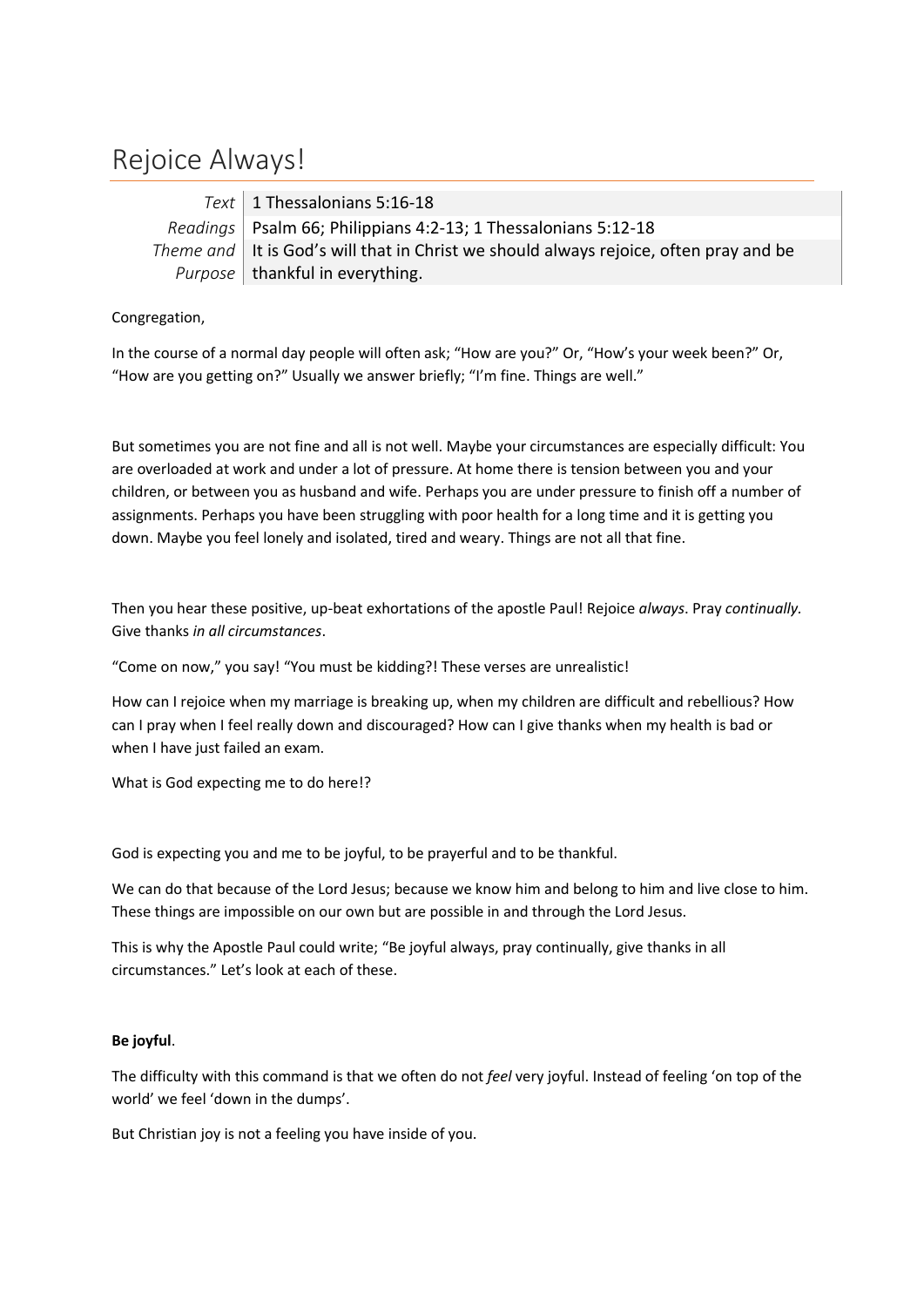# Rejoice Always!

| | |
|---|---|
| *Text* | 1 Thessalonians 5:16-18 |
| *Readings* | Psalm 66; Philippians 4:2-13; 1 Thessalonians 5:12-18 |
| *Theme and Purpose* | It is God's will that in Christ we should always rejoice, often pray and be thankful in everything. |

Congregation,

In the course of a normal day people will often ask; "How are you?" Or, "How's your week been?" Or, "How are you getting on?" Usually we answer briefly; "I'm fine. Things are well."

But sometimes you are not fine and all is not well. Maybe your circumstances are especially difficult: You are overloaded at work and under a lot of pressure. At home there is tension between you and your children, or between you as husband and wife. Perhaps you are under pressure to finish off a number of assignments. Perhaps you have been struggling with poor health for a long time and it is getting you down. Maybe you feel lonely and isolated, tired and weary. Things are not all that fine.

Then you hear these positive, up-beat exhortations of the apostle Paul! Rejoice *always*. Pray *continually*. Give thanks *in all circumstances*.

"Come on now," you say! "You must be kidding?! These verses are unrealistic!

How can I rejoice when my marriage is breaking up, when my children are difficult and rebellious? How can I pray when I feel really down and discouraged? How can I give thanks when my health is bad or when I have just failed an exam.

What is God expecting me to do here!?

God is expecting you and me to be joyful, to be prayerful and to be thankful.

We can do that because of the Lord Jesus; because we know him and belong to him and live close to him. These things are impossible on our own but are possible in and through the Lord Jesus.

This is why the Apostle Paul could write; "Be joyful always, pray continually, give thanks in all circumstances." Let's look at each of these.

**Be joyful**.

The difficulty with this command is that we often do not *feel* very joyful. Instead of feeling 'on top of the world' we feel 'down in the dumps'.

But Christian joy is not a feeling you have inside of you.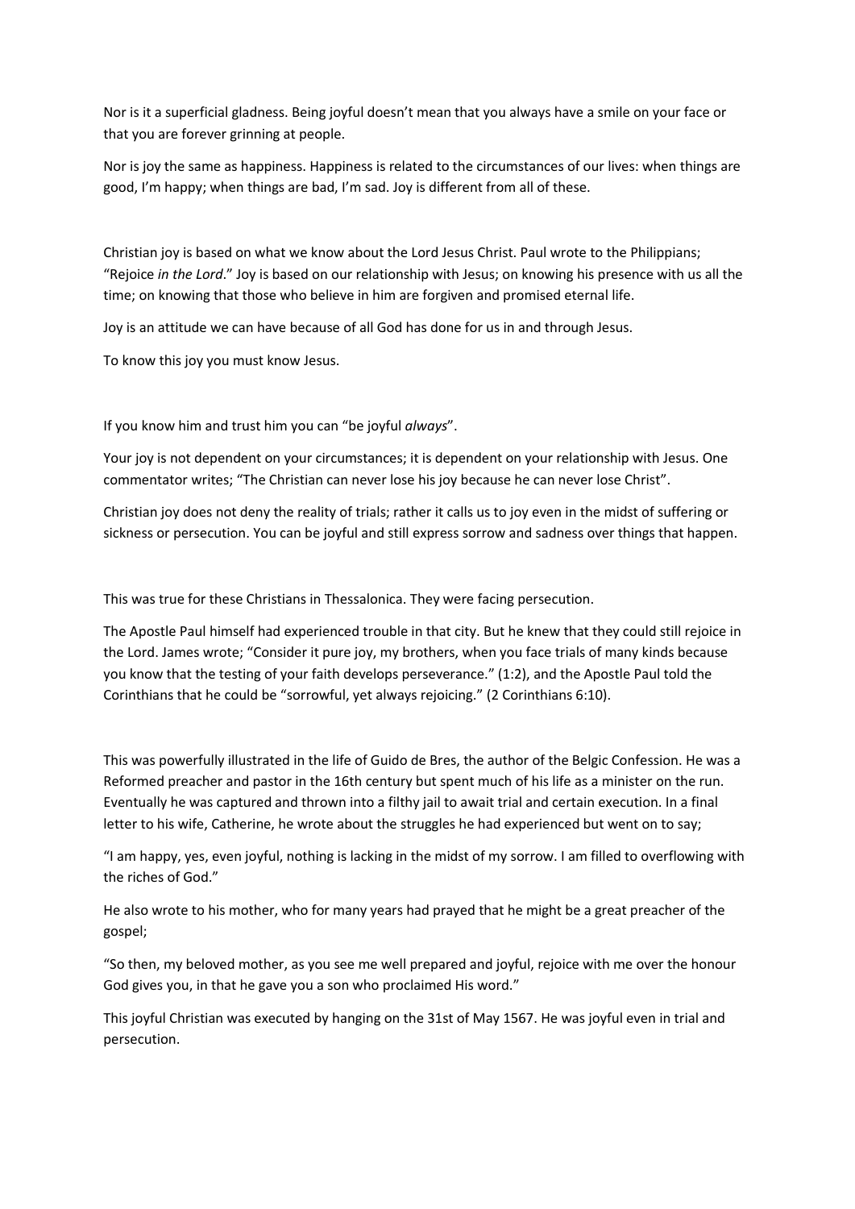Nor is it a superficial gladness. Being joyful doesn't mean that you always have a smile on your face or that you are forever grinning at people.

Nor is joy the same as happiness. Happiness is related to the circumstances of our lives: when things are good, I'm happy; when things are bad, I'm sad. Joy is different from all of these.

Christian joy is based on what we know about the Lord Jesus Christ. Paul wrote to the Philippians; "Rejoice *in the Lord*." Joy is based on our relationship with Jesus; on knowing his presence with us all the time; on knowing that those who believe in him are forgiven and promised eternal life.

Joy is an attitude we can have because of all God has done for us in and through Jesus.

To know this joy you must know Jesus.

If you know him and trust him you can "be joyful *always*".

Your joy is not dependent on your circumstances; it is dependent on your relationship with Jesus. One commentator writes; "The Christian can never lose his joy because he can never lose Christ".

Christian joy does not deny the reality of trials; rather it calls us to joy even in the midst of suffering or sickness or persecution. You can be joyful and still express sorrow and sadness over things that happen.

This was true for these Christians in Thessalonica. They were facing persecution.

The Apostle Paul himself had experienced trouble in that city. But he knew that they could still rejoice in the Lord. James wrote; "Consider it pure joy, my brothers, when you face trials of many kinds because you know that the testing of your faith develops perseverance." (1:2), and the Apostle Paul told the Corinthians that he could be "sorrowful, yet always rejoicing." (2 Corinthians 6:10).

This was powerfully illustrated in the life of Guido de Bres, the author of the Belgic Confession. He was a Reformed preacher and pastor in the 16th century but spent much of his life as a minister on the run. Eventually he was captured and thrown into a filthy jail to await trial and certain execution. In a final letter to his wife, Catherine, he wrote about the struggles he had experienced but went on to say;

"I am happy, yes, even joyful, nothing is lacking in the midst of my sorrow. I am filled to overflowing with the riches of God."

He also wrote to his mother, who for many years had prayed that he might be a great preacher of the gospel;

"So then, my beloved mother, as you see me well prepared and joyful, rejoice with me over the honour God gives you, in that he gave you a son who proclaimed His word."

This joyful Christian was executed by hanging on the 31st of May 1567. He was joyful even in trial and persecution.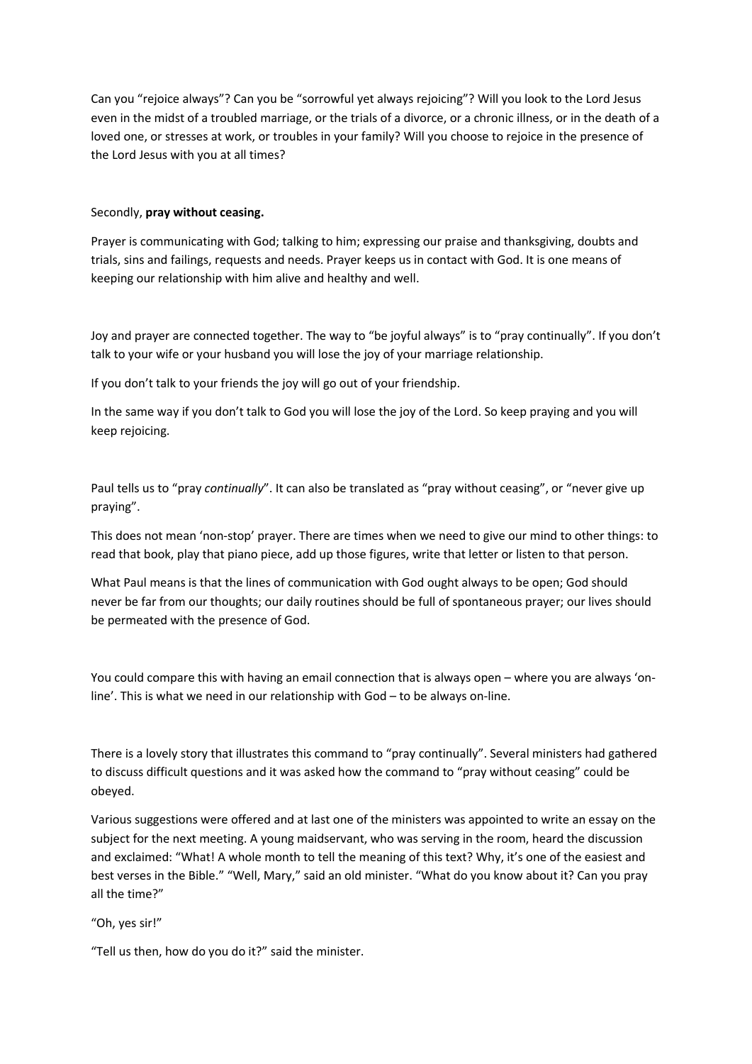Can you “rejoice always”? Can you be “sorrowful yet always rejoicing”? Will you look to the Lord Jesus even in the midst of a troubled marriage, or the trials of a divorce, or a chronic illness, or in the death of a loved one, or stresses at work, or troubles in your family? Will you choose to rejoice in the presence of the Lord Jesus with you at all times?

Secondly, **pray without ceasing.**

Prayer is communicating with God; talking to him; expressing our praise and thanksgiving, doubts and trials, sins and failings, requests and needs. Prayer keeps us in contact with God. It is one means of keeping our relationship with him alive and healthy and well.

Joy and prayer are connected together. The way to “be joyful always” is to “pray continually”. If you don’t talk to your wife or your husband you will lose the joy of your marriage relationship.

If you don’t talk to your friends the joy will go out of your friendship.

In the same way if you don’t talk to God you will lose the joy of the Lord. So keep praying and you will keep rejoicing.

Paul tells us to “pray *continually*”. It can also be translated as “pray without ceasing”, or “never give up praying”.

This does not mean ‘non-stop’ prayer. There are times when we need to give our mind to other things: to read that book, play that piano piece, add up those figures, write that letter or listen to that person.

What Paul means is that the lines of communication with God ought always to be open; God should never be far from our thoughts; our daily routines should be full of spontaneous prayer; our lives should be permeated with the presence of God.

You could compare this with having an email connection that is always open – where you are always ‘on-line’. This is what we need in our relationship with God – to be always on-line.

There is a lovely story that illustrates this command to “pray continually”. Several ministers had gathered to discuss difficult questions and it was asked how the command to “pray without ceasing” could be obeyed.

Various suggestions were offered and at last one of the ministers was appointed to write an essay on the subject for the next meeting. A young maidservant, who was serving in the room, heard the discussion and exclaimed: “What! A whole month to tell the meaning of this text? Why, it’s one of the easiest and best verses in the Bible.” “Well, Mary,” said an old minister. “What do you know about it? Can you pray all the time?”

“Oh, yes sir!”

“Tell us then, how do you do it?” said the minister.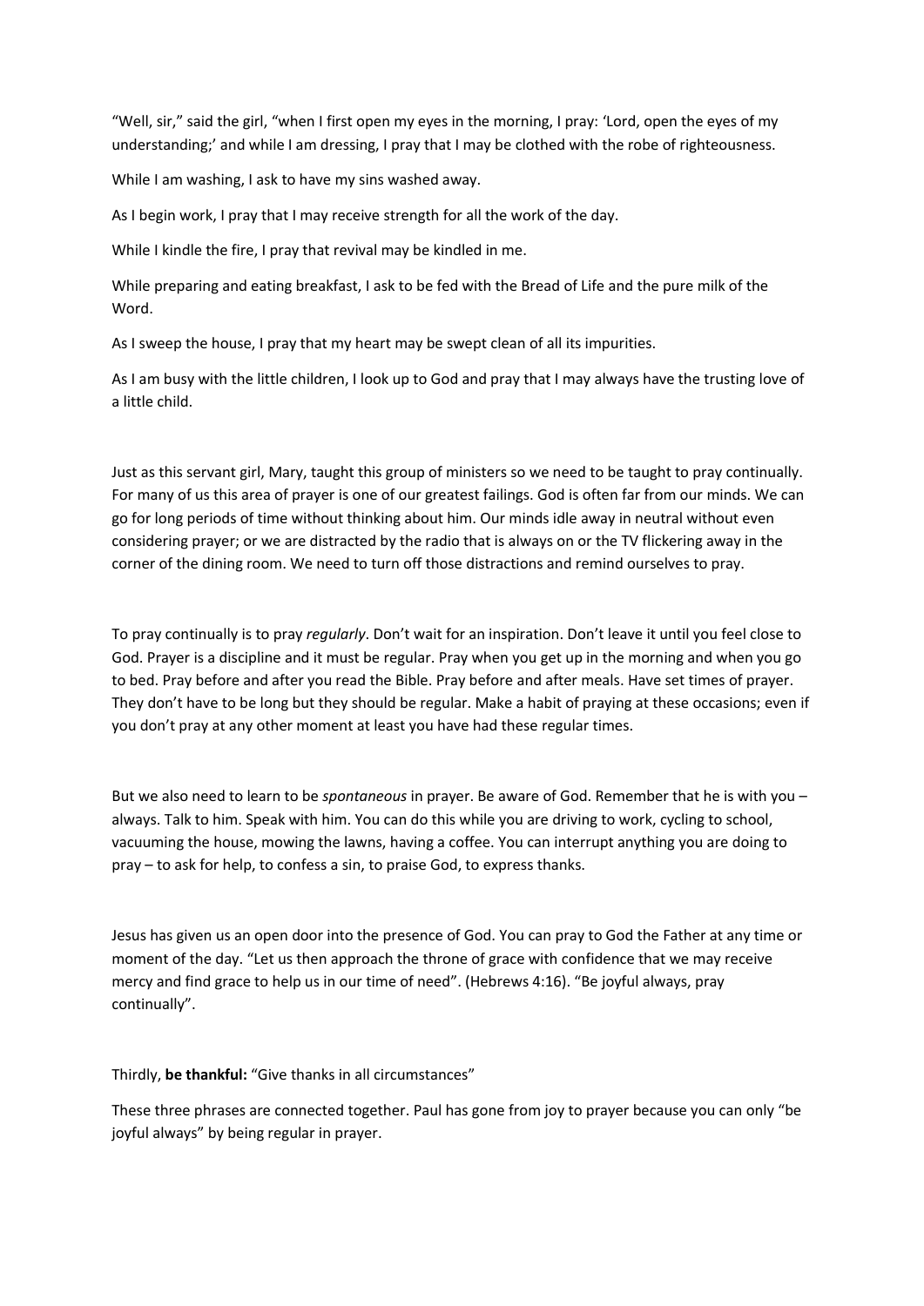"Well, sir," said the girl, "when I first open my eyes in the morning, I pray: 'Lord, open the eyes of my understanding;' and while I am dressing, I pray that I may be clothed with the robe of righteousness.

While I am washing, I ask to have my sins washed away.

As I begin work, I pray that I may receive strength for all the work of the day.

While I kindle the fire, I pray that revival may be kindled in me.

While preparing and eating breakfast, I ask to be fed with the Bread of Life and the pure milk of the Word.

As I sweep the house, I pray that my heart may be swept clean of all its impurities.

As I am busy with the little children, I look up to God and pray that I may always have the trusting love of a little child.

Just as this servant girl, Mary, taught this group of ministers so we need to be taught to pray continually. For many of us this area of prayer is one of our greatest failings. God is often far from our minds. We can go for long periods of time without thinking about him. Our minds idle away in neutral without even considering prayer; or we are distracted by the radio that is always on or the TV flickering away in the corner of the dining room. We need to turn off those distractions and remind ourselves to pray.

To pray continually is to pray *regularly*. Don't wait for an inspiration. Don't leave it until you feel close to God. Prayer is a discipline and it must be regular. Pray when you get up in the morning and when you go to bed. Pray before and after you read the Bible. Pray before and after meals. Have set times of prayer. They don't have to be long but they should be regular. Make a habit of praying at these occasions; even if you don't pray at any other moment at least you have had these regular times.

But we also need to learn to be *spontaneous* in prayer. Be aware of God. Remember that he is with you – always. Talk to him. Speak with him. You can do this while you are driving to work, cycling to school, vacuuming the house, mowing the lawns, having a coffee. You can interrupt anything you are doing to pray – to ask for help, to confess a sin, to praise God, to express thanks.

Jesus has given us an open door into the presence of God. You can pray to God the Father at any time or moment of the day. "Let us then approach the throne of grace with confidence that we may receive mercy and find grace to help us in our time of need". (Hebrews 4:16). "Be joyful always, pray continually".

Thirdly, **be thankful:** "Give thanks in all circumstances"

These three phrases are connected together. Paul has gone from joy to prayer because you can only "be joyful always" by being regular in prayer.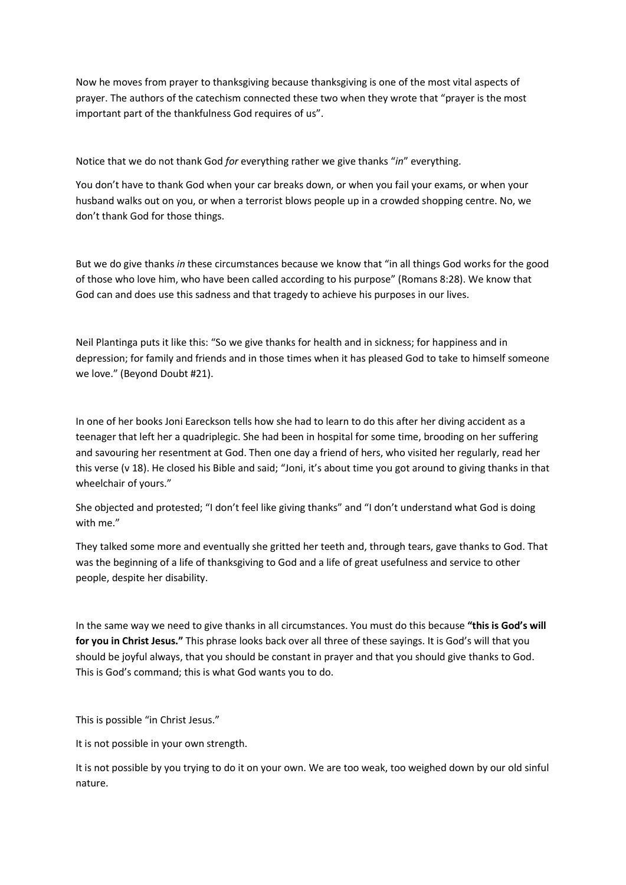Now he moves from prayer to thanksgiving because thanksgiving is one of the most vital aspects of prayer. The authors of the catechism connected these two when they wrote that "prayer is the most important part of the thankfulness God requires of us".

Notice that we do not thank God *for* everything rather we give thanks "*in*" everything.

You don't have to thank God when your car breaks down, or when you fail your exams, or when your husband walks out on you, or when a terrorist blows people up in a crowded shopping centre. No, we don't thank God for those things.

But we do give thanks *in* these circumstances because we know that "in all things God works for the good of those who love him, who have been called according to his purpose" (Romans 8:28). We know that God can and does use this sadness and that tragedy to achieve his purposes in our lives.

Neil Plantinga puts it like this: "So we give thanks for health and in sickness; for happiness and in depression; for family and friends and in those times when it has pleased God to take to himself someone we love." (Beyond Doubt #21).

In one of her books Joni Eareckson tells how she had to learn to do this after her diving accident as a teenager that left her a quadriplegic. She had been in hospital for some time, brooding on her suffering and savouring her resentment at God. Then one day a friend of hers, who visited her regularly, read her this verse (v 18). He closed his Bible and said; "Joni, it's about time you got around to giving thanks in that wheelchair of yours."

She objected and protested; "I don't feel like giving thanks" and "I don't understand what God is doing with me."

They talked some more and eventually she gritted her teeth and, through tears, gave thanks to God. That was the beginning of a life of thanksgiving to God and a life of great usefulness and service to other people, despite her disability.

In the same way we need to give thanks in all circumstances. You must do this because **"this is God's will for you in Christ Jesus."** This phrase looks back over all three of these sayings. It is God's will that you should be joyful always, that you should be constant in prayer and that you should give thanks to God. This is God's command; this is what God wants you to do.

This is possible "in Christ Jesus."

It is not possible in your own strength.

It is not possible by you trying to do it on your own. We are too weak, too weighed down by our old sinful nature.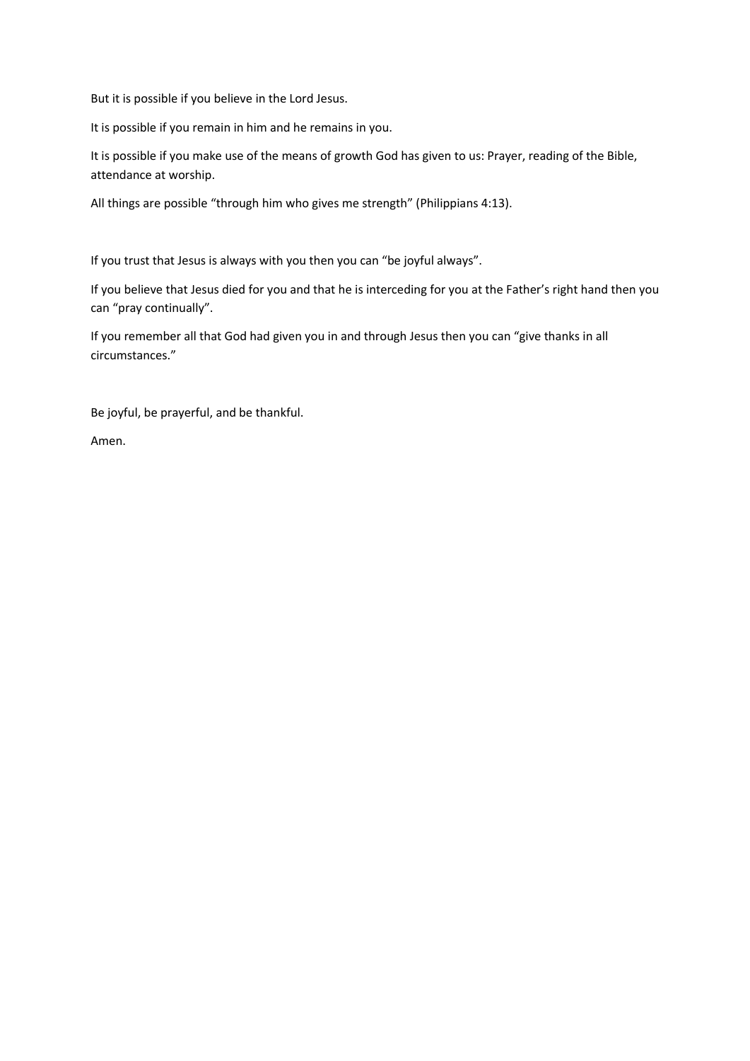But it is possible if you believe in the Lord Jesus.

It is possible if you remain in him and he remains in you.

It is possible if you make use of the means of growth God has given to us: Prayer, reading of the Bible, attendance at worship.

All things are possible "through him who gives me strength" (Philippians 4:13).

If you trust that Jesus is always with you then you can "be joyful always".

If you believe that Jesus died for you and that he is interceding for you at the Father's right hand then you can "pray continually".

If you remember all that God had given you in and through Jesus then you can "give thanks in all circumstances."

Be joyful, be prayerful, and be thankful.

Amen.